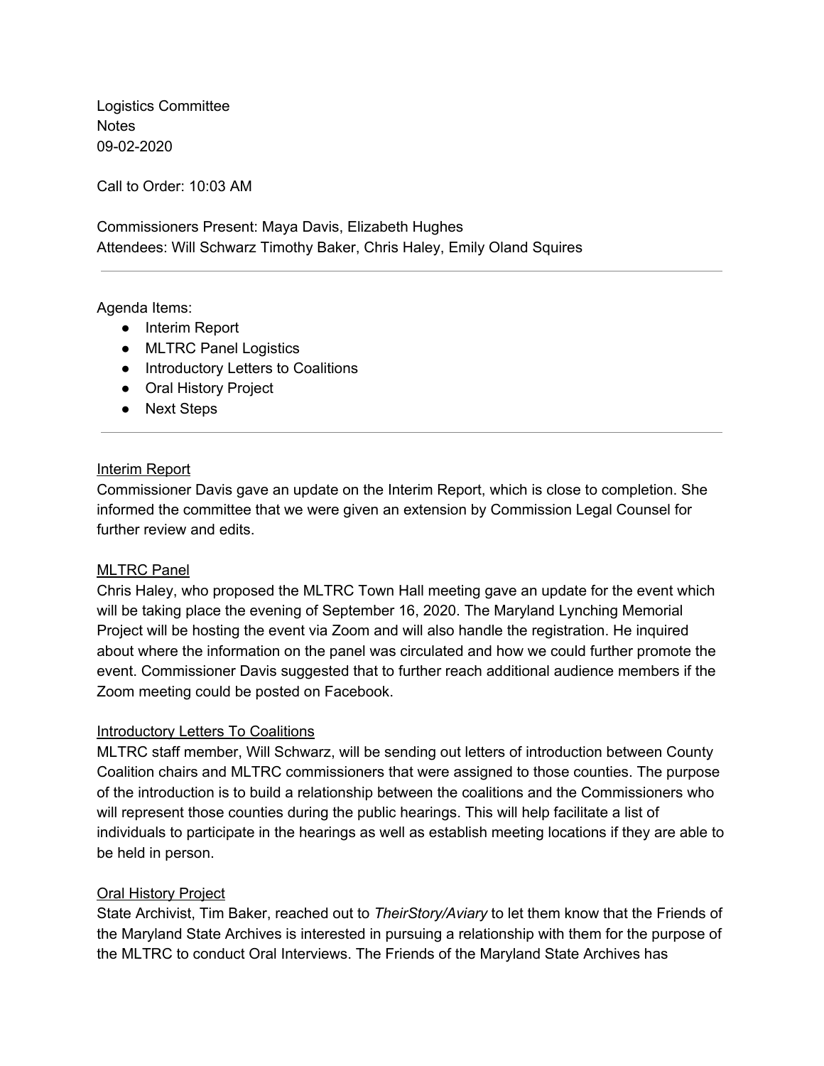Logistics Committee
Notes
09-02-2020

Call to Order: 10:03 AM

Commissioners Present: Maya Davis, Elizabeth Hughes
Attendees: Will Schwarz Timothy Baker, Chris Haley, Emily Oland Squires

---

Agenda Items:

- Interim Report
- MLTRC Panel Logistics
- Introductory Letters to Coalitions
- Oral History Project
- Next Steps

---

<u>Interim Report</u>

Commissioner Davis gave an update on the Interim Report, which is close to completion. She informed the committee that we were given an extension by Commission Legal Counsel for further review and edits.

<u>MLTRC Panel</u>

Chris Haley, who proposed the MLTRC Town Hall meeting gave an update for the event which will be taking place the evening of September 16, 2020. The Maryland Lynching Memorial Project will be hosting the event via Zoom and will also handle the registration. He inquired about where the information on the panel was circulated and how we could further promote the event. Commissioner Davis suggested that to further reach additional audience members if the Zoom meeting could be posted on Facebook.

<u>Introductory Letters To Coalitions</u>

MLTRC staff member, Will Schwarz, will be sending out letters of introduction between County Coalition chairs and MLTRC commissioners that were assigned to those counties. The purpose of the introduction is to build a relationship between the coalitions and the Commissioners who will represent those counties during the public hearings. This will help facilitate a list of individuals to participate in the hearings as well as establish meeting locations if they are able to be held in person.

<u>Oral History Project</u>

State Archivist, Tim Baker, reached out to *TheirStory/Aviary* to let them know that the Friends of the Maryland State Archives is interested in pursuing a relationship with them for the purpose of the MLTRC to conduct Oral Interviews. The Friends of the Maryland State Archives has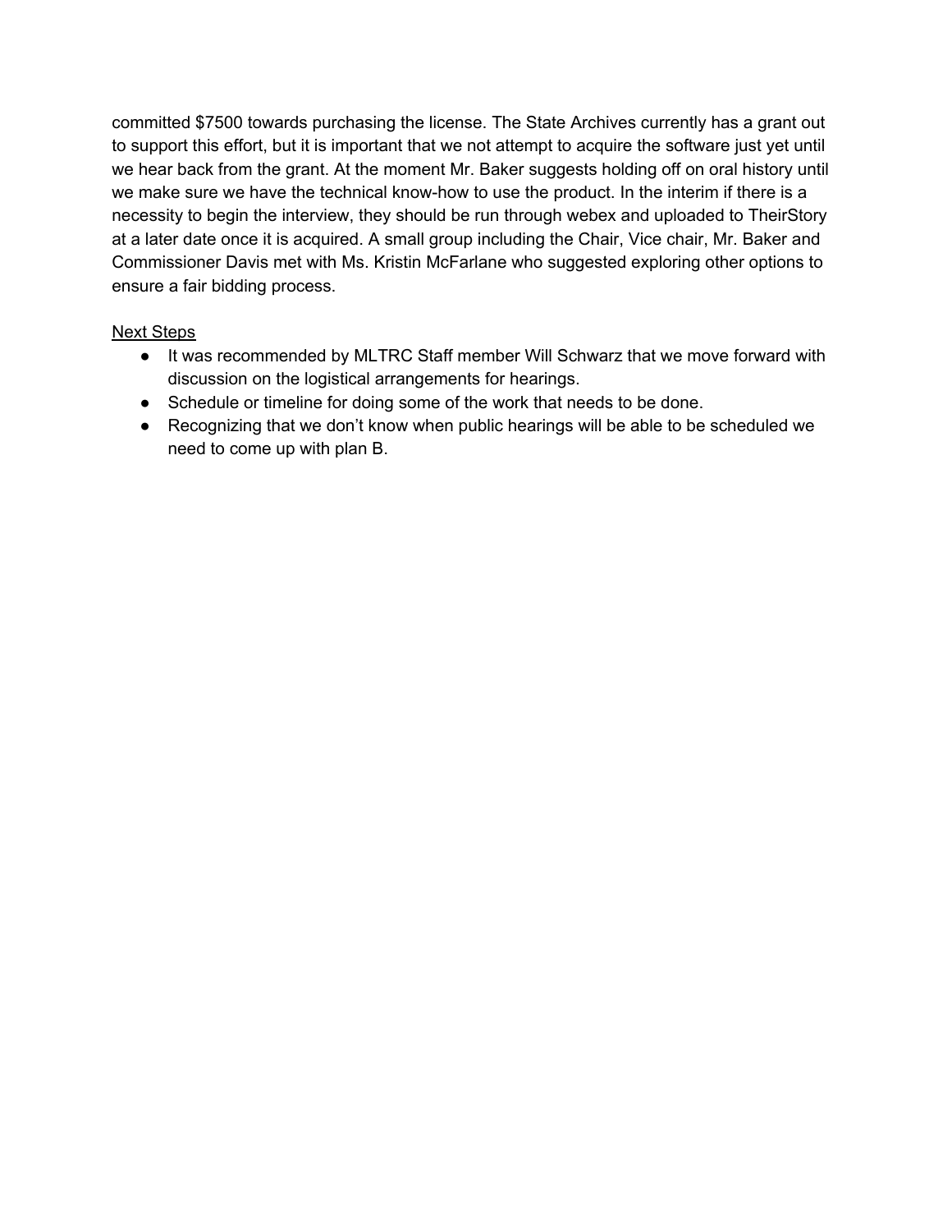committed $7500 towards purchasing the license. The State Archives currently has a grant out to support this effort, but it is important that we not attempt to acquire the software just yet until we hear back from the grant. At the moment Mr. Baker suggests holding off on oral history until we make sure we have the technical know-how to use the product. In the interim if there is a necessity to begin the interview, they should be run through webex and uploaded to TheirStory at a later date once it is acquired. A small group including the Chair, Vice chair, Mr. Baker and Commissioner Davis met with Ms. Kristin McFarlane who suggested exploring other options to ensure a fair bidding process.

<u>Next Steps</u>

- It was recommended by MLTRC Staff member Will Schwarz that we move forward with discussion on the logistical arrangements for hearings.
- Schedule or timeline for doing some of the work that needs to be done.
- Recognizing that we don't know when public hearings will be able to be scheduled we need to come up with plan B.